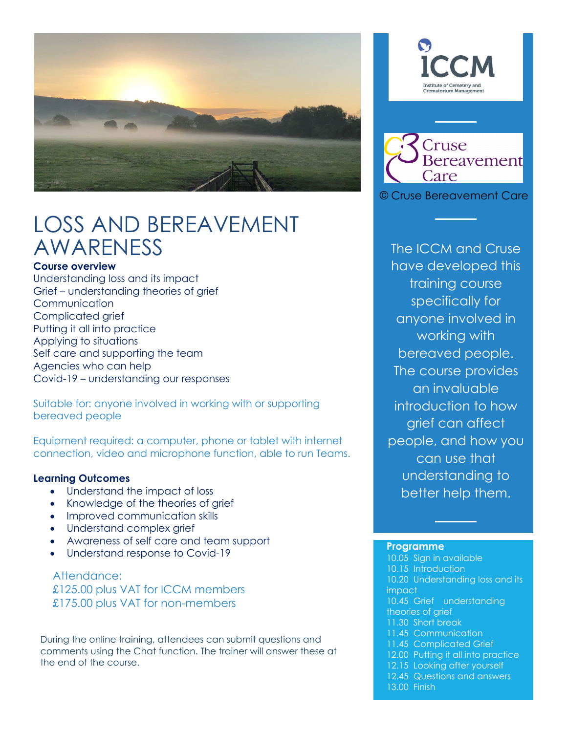# LOSS AND BEREAVEMENT AWARENESS

**Course overview**

Understanding loss and its impact
Grief – understanding theories of grief
Communication
Complicated grief
Putting it all into practice
Applying to situations
Self care and supporting the team
Agencies who can help
Covid-19 – understanding our responses

Suitable for: anyone involved in working with or supporting bereaved people

Equipment required: a computer, phone or tablet with internet connection, video and microphone function, able to run Teams.

**Learning Outcomes**

- Understand the impact of loss
- Knowledge of the theories of grief
- Improved communication skills
- Understand complex grief
- Awareness of self care and team support
- Understand response to Covid-19

Attendance:
£125.00 plus VAT for ICCM members
£175.00 plus VAT for non-members

During the online training, attendees can submit questions and comments using the Chat function. The trainer will answer these at the end of the course.

ICCM
Institute of Cemetery and Crematorium Management

Cruse Bereavement Care

© Cruse Bereavement Care

The ICCM and Cruse have developed this training course specifically for anyone involved in working with bereaved people. The course provides an invaluable introduction to how grief can affect people, and how you can use that understanding to better help them.

**Programme**

10.05 Sign in available
10.15 Introduction
10.20 Understanding loss and its impact
10.45 Grief understanding theories of grief
11.30 Short break
11.45 Communication
11.45 Complicated Grief
12.00 Putting it all into practice
12.15 Looking after yourself
12.45 Questions and answers
13.00 Finish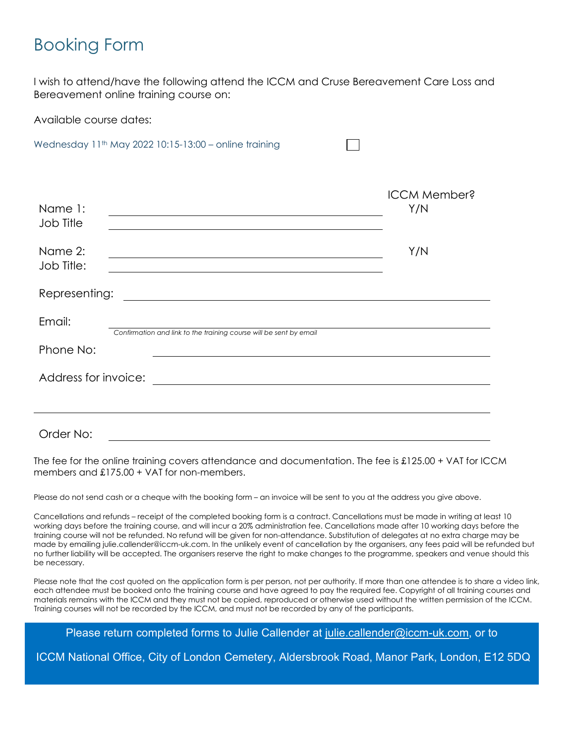# Booking Form

I wish to attend/have the following attend the ICCM and Cruse Bereavement Care Loss and Bereavement online training course on:

Available course dates:

Wednesday 11th May 2022 10:15-13:00 – online training ☐

| | | |
|---|---|---|
| | | ICCM Member? |
| Name 1: | ______________________________ | Y/N |
| Job Title | ______________________________ | |
| Name 2: | ______________________________ | Y/N |
| Job Title: | ______________________________ | |

Representing: ______________________________

Email: ______________________________

*Confirmation and link to the training course will be sent by email*

Phone No: ______________________________

Address for invoice: ______________________________

______________________________

Order No: ______________________________

The fee for the online training covers attendance and documentation. The fee is £125.00 + VAT for ICCM members and £175.00 + VAT for non-members.

Please do not send cash or a cheque with the booking form – an invoice will be sent to you at the address you give above.

Cancellations and refunds – receipt of the completed booking form is a contract. Cancellations must be made in writing at least 10 working days before the training course, and will incur a 20% administration fee. Cancellations made after 10 working days before the training course will not be refunded. No refund will be given for non-attendance. Substitution of delegates at no extra charge may be made by emailing julie.callender@iccm-uk.com. In the unlikely event of cancellation by the organisers, any fees paid will be refunded but no further liability will be accepted. The organisers reserve the right to make changes to the programme, speakers and venue should this be necessary.

Please note that the cost quoted on the application form is per person, not per authority. If more than one attendee is to share a video link, each attendee must be booked onto the training course and have agreed to pay the required fee. Copyright of all training courses and materials remains with the ICCM and they must not be copied, reproduced or otherwise used without the written permission of the ICCM. Training courses will not be recorded by the ICCM, and must not be recorded by any of the participants.

Please return completed forms to Julie Callender at julie.callender@iccm-uk.com, or to

ICCM National Office, City of London Cemetery, Aldersbrook Road, Manor Park, London, E12 5DQ